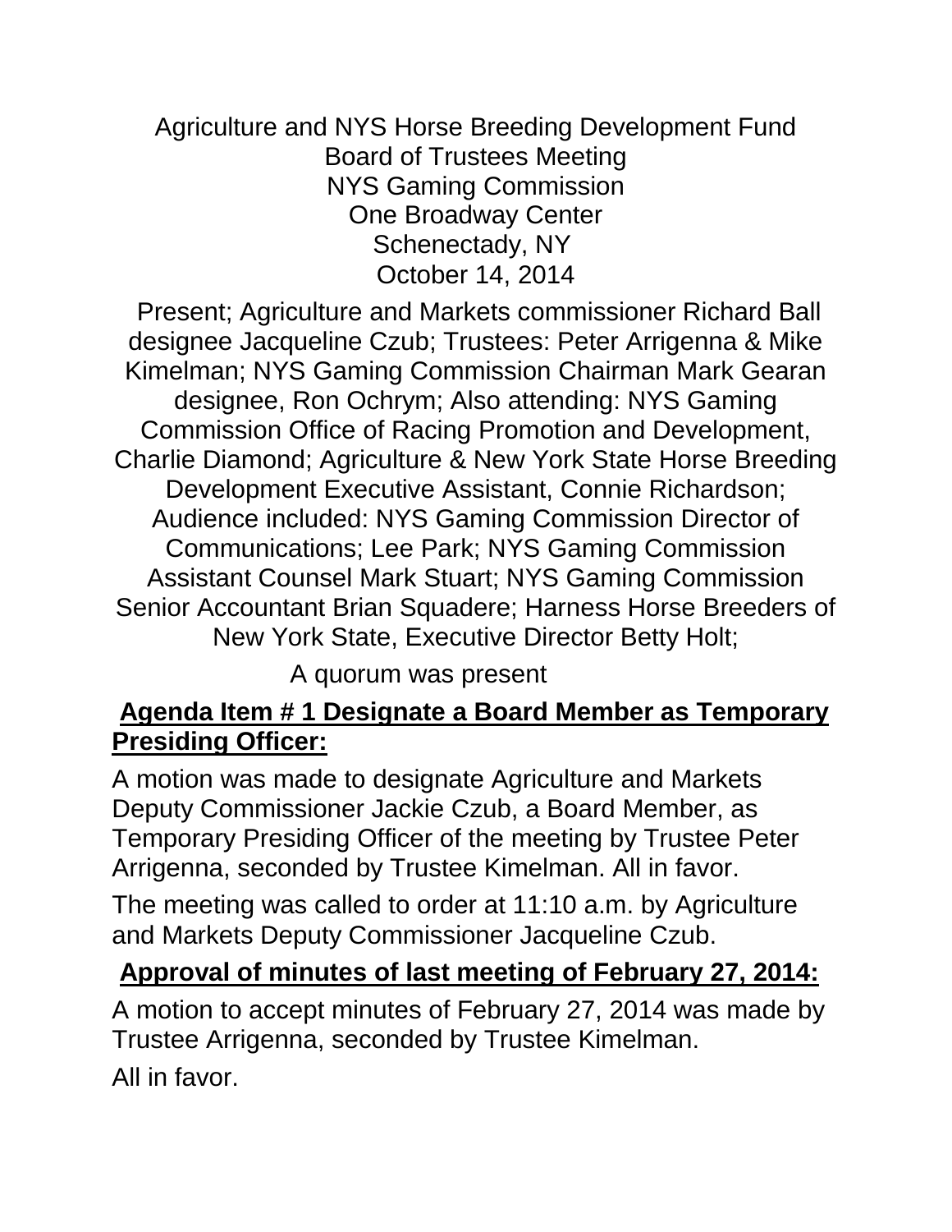Agriculture and NYS Horse Breeding Development Fund
Board of Trustees Meeting
NYS Gaming Commission
One Broadway Center
Schenectady, NY
October 14, 2014

Present; Agriculture and Markets commissioner Richard Ball designee Jacqueline Czub; Trustees: Peter Arrigenna & Mike Kimelman; NYS Gaming Commission Chairman Mark Gearan designee, Ron Ochrym; Also attending: NYS Gaming Commission Office of Racing Promotion and Development, Charlie Diamond; Agriculture & New York State Horse Breeding Development Executive Assistant, Connie Richardson; Audience included: NYS Gaming Commission Director of Communications; Lee Park; NYS Gaming Commission Assistant Counsel Mark Stuart; NYS Gaming Commission Senior Accountant Brian Squadere; Harness Horse Breeders of New York State, Executive Director Betty Holt;

A quorum was present

**Agenda Item # 1 Designate a Board Member as Temporary Presiding Officer:**

A motion was made to designate Agriculture and Markets Deputy Commissioner Jackie Czub, a Board Member, as Temporary Presiding Officer of the meeting by Trustee Peter Arrigenna, seconded by Trustee Kimelman. All in favor.

The meeting was called to order at 11:10 a.m. by Agriculture and Markets Deputy Commissioner Jacqueline Czub.

**Approval of minutes of last meeting of February 27, 2014:**

A motion to accept minutes of February 27, 2014 was made by Trustee Arrigenna, seconded by Trustee Kimelman.

All in favor.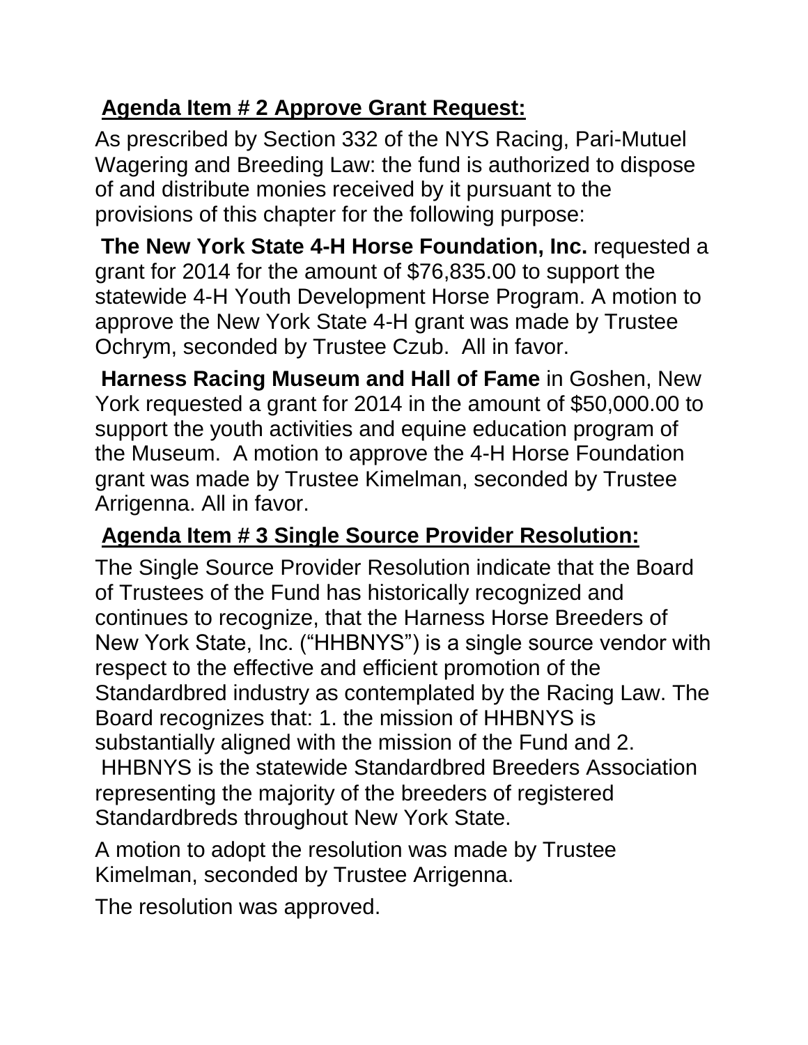**Agenda Item # 2 Approve Grant Request:**

As prescribed by Section 332 of the NYS Racing, Pari-Mutuel Wagering and Breeding Law: the fund is authorized to dispose of and distribute monies received by it pursuant to the provisions of this chapter for the following purpose:

**The New York State 4-H Horse Foundation, Inc.** requested a grant for 2014 for the amount of $76,835.00 to support the statewide 4-H Youth Development Horse Program. A motion to approve the New York State 4-H grant was made by Trustee Ochrym, seconded by Trustee Czub. All in favor.

**Harness Racing Museum and Hall of Fame** in Goshen, New York requested a grant for 2014 in the amount of $50,000.00 to support the youth activities and equine education program of the Museum. A motion to approve the 4-H Horse Foundation grant was made by Trustee Kimelman, seconded by Trustee Arrigenna. All in favor.

**Agenda Item # 3 Single Source Provider Resolution:**

The Single Source Provider Resolution indicate that the Board of Trustees of the Fund has historically recognized and continues to recognize, that the Harness Horse Breeders of New York State, Inc. ("HHBNYS") is a single source vendor with respect to the effective and efficient promotion of the Standardbred industry as contemplated by the Racing Law. The Board recognizes that: 1. the mission of HHBNYS is substantially aligned with the mission of the Fund and 2. HHBNYS is the statewide Standardbred Breeders Association representing the majority of the breeders of registered Standardbreds throughout New York State.

A motion to adopt the resolution was made by Trustee Kimelman, seconded by Trustee Arrigenna.

The resolution was approved.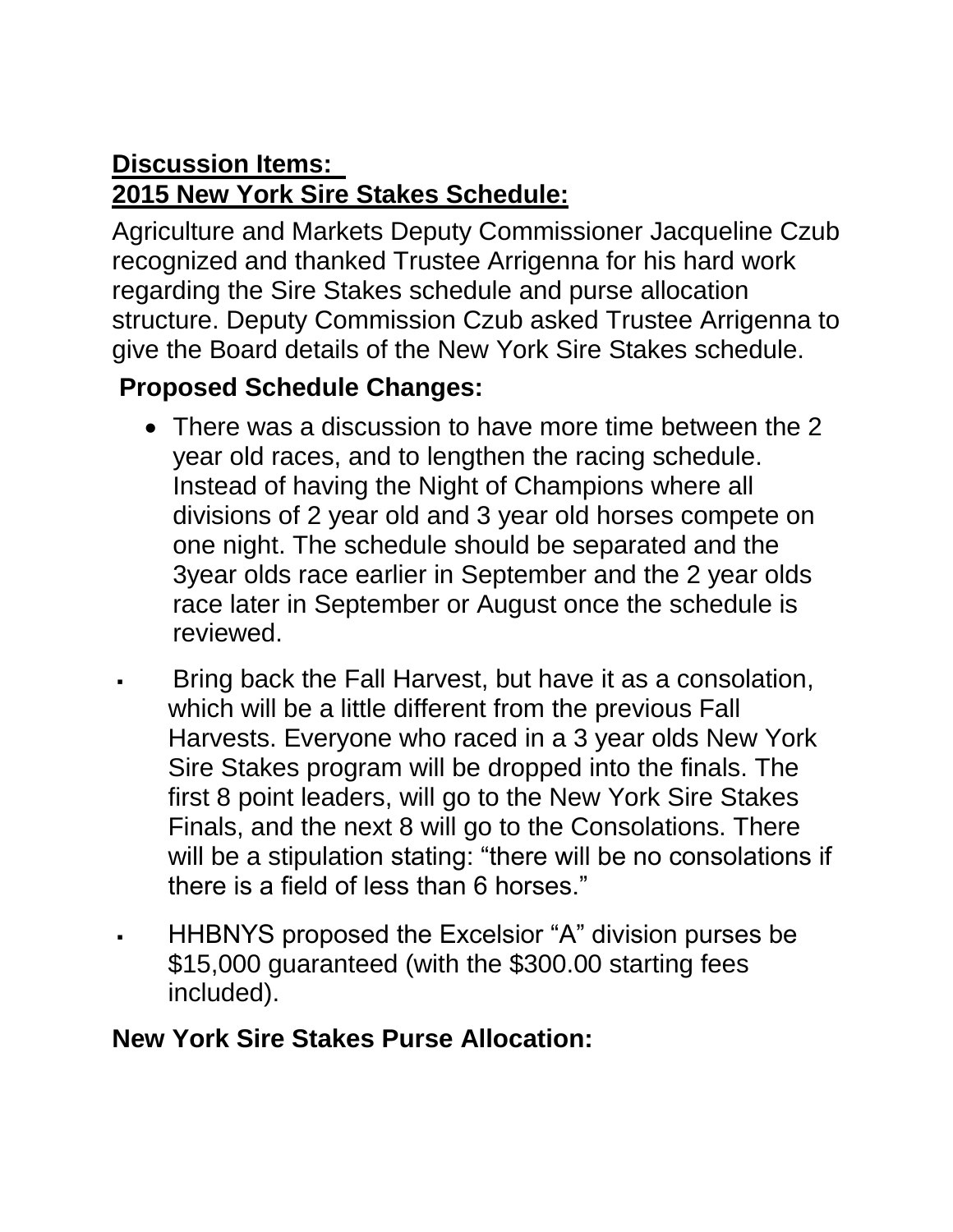## Discussion Items:

## 2015 New York Sire Stakes Schedule:

Agriculture and Markets Deputy Commissioner Jacqueline Czub recognized and thanked Trustee Arrigenna for his hard work regarding the Sire Stakes schedule and purse allocation structure. Deputy Commission Czub asked Trustee Arrigenna to give the Board details of the New York Sire Stakes schedule.

### Proposed Schedule Changes:

- There was a discussion to have more time between the 2 year old races, and to lengthen the racing schedule. Instead of having the Night of Champions where all divisions of 2 year old and 3 year old horses compete on one night. The schedule should be separated and the 3year olds race earlier in September and the 2 year olds race later in September or August once the schedule is reviewed.

- Bring back the Fall Harvest, but have it as a consolation, which will be a little different from the previous Fall Harvests. Everyone who raced in a 3 year olds New York Sire Stakes program will be dropped into the finals. The first 8 point leaders, will go to the New York Sire Stakes Finals, and the next 8 will go to the Consolations. There will be a stipulation stating: "there will be no consolations if there is a field of less than 6 horses."

- HHBNYS proposed the Excelsior "A" division purses be $15,000 guaranteed (with the $300.00 starting fees included).

### New York Sire Stakes Purse Allocation: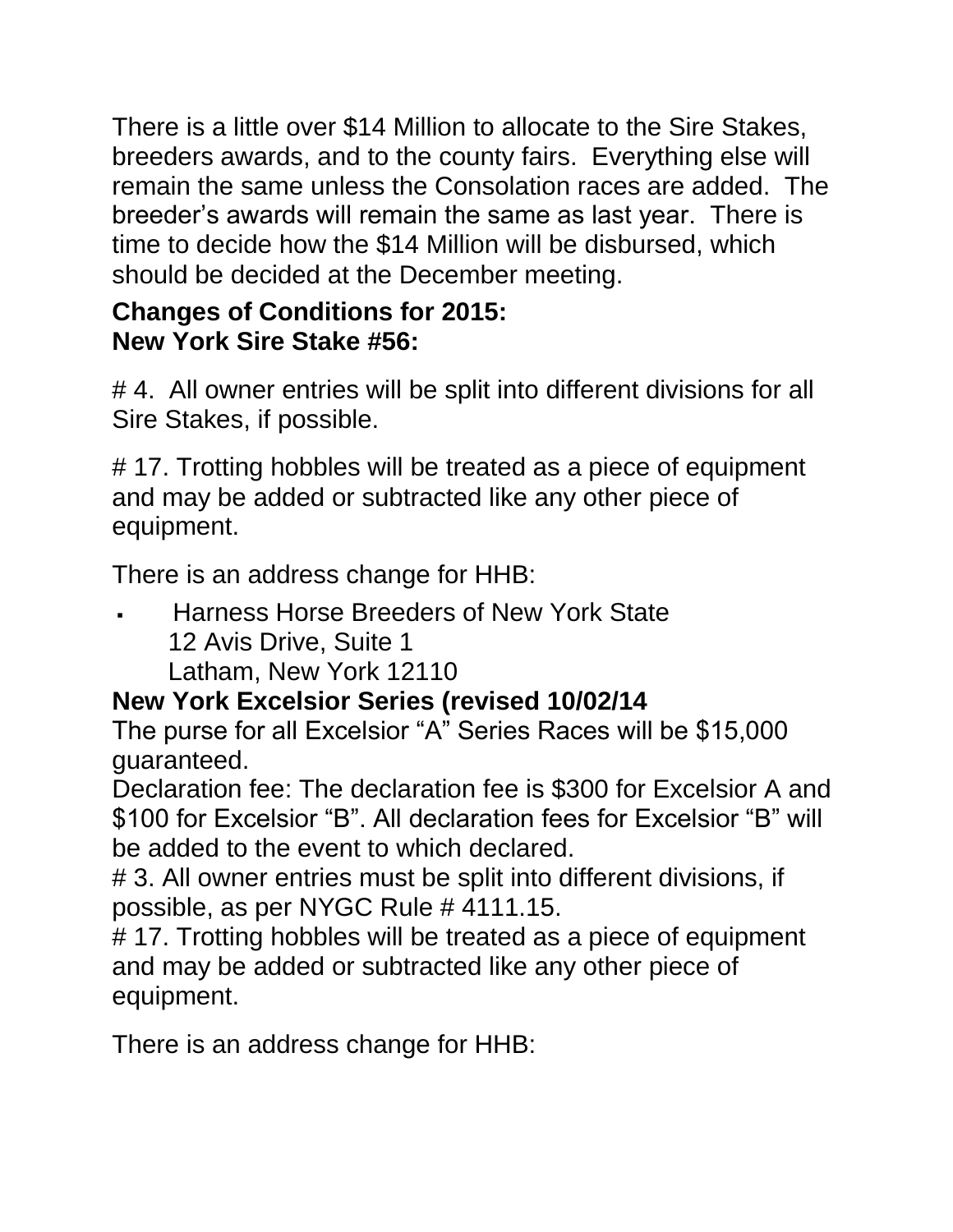There is a little over $14 Million to allocate to the Sire Stakes, breeders awards, and to the county fairs. Everything else will remain the same unless the Consolation races are added. The breeder's awards will remain the same as last year. There is time to decide how the $14 Million will be disbursed, which should be decided at the December meeting.

**Changes of Conditions for 2015:**
**New York Sire Stake #56:**

# 4. All owner entries will be split into different divisions for all Sire Stakes, if possible.

# 17. Trotting hobbles will be treated as a piece of equipment and may be added or subtracted like any other piece of equipment.

There is an address change for HHB:

- Harness Horse Breeders of New York State
  12 Avis Drive, Suite 1
  Latham, New York 12110

**New York Excelsior Series (revised 10/02/14**

The purse for all Excelsior "A" Series Races will be $15,000 guaranteed.

Declaration fee: The declaration fee is $300 for Excelsior A and $100 for Excelsior "B". All declaration fees for Excelsior "B" will be added to the event to which declared.

# 3. All owner entries must be split into different divisions, if possible, as per NYGC Rule # 4111.15.

# 17. Trotting hobbles will be treated as a piece of equipment and may be added or subtracted like any other piece of equipment.

There is an address change for HHB: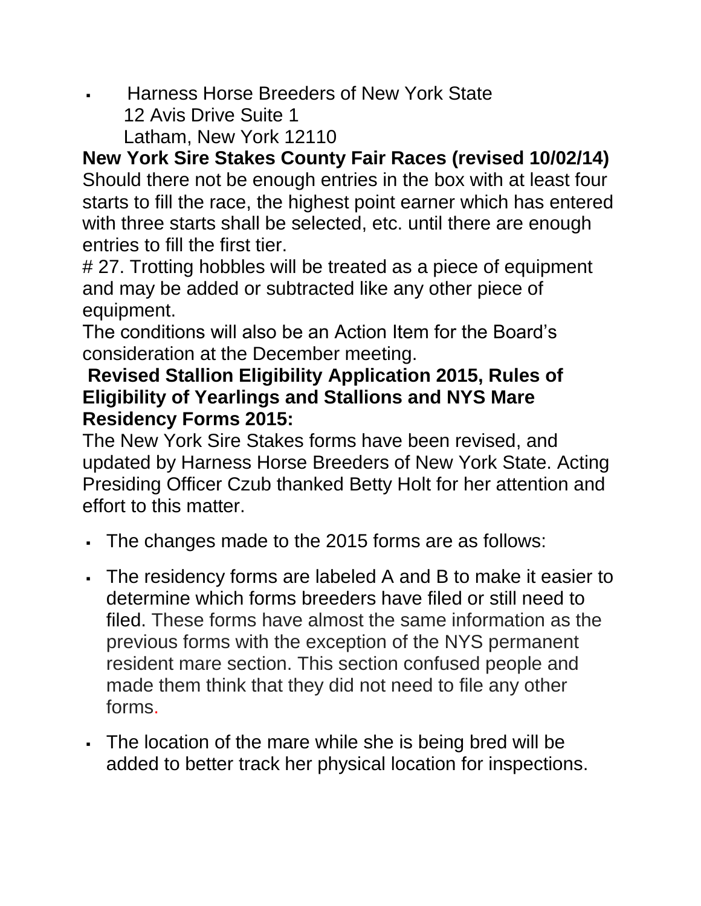- Harness Horse Breeders of New York State
  12 Avis Drive Suite 1
  Latham, New York 12110

**New York Sire Stakes County Fair Races (revised 10/02/14)**
Should there not be enough entries in the box with at least four starts to fill the race, the highest point earner which has entered with three starts shall be selected, etc. until there are enough entries to fill the first tier.

# 27. Trotting hobbles will be treated as a piece of equipment and may be added or subtracted like any other piece of equipment.

The conditions will also be an Action Item for the Board's consideration at the December meeting.

**Revised Stallion Eligibility Application 2015, Rules of Eligibility of Yearlings and Stallions and NYS Mare Residency Forms 2015:**

The New York Sire Stakes forms have been revised, and updated by Harness Horse Breeders of New York State. Acting Presiding Officer Czub thanked Betty Holt for her attention and effort to this matter.

- The changes made to the 2015 forms are as follows:
- The residency forms are labeled A and B to make it easier to determine which forms breeders have filed or still need to filed. These forms have almost the same information as the previous forms with the exception of the NYS permanent resident mare section. This section confused people and made them think that they did not need to file any other forms.
- The location of the mare while she is being bred will be added to better track her physical location for inspections.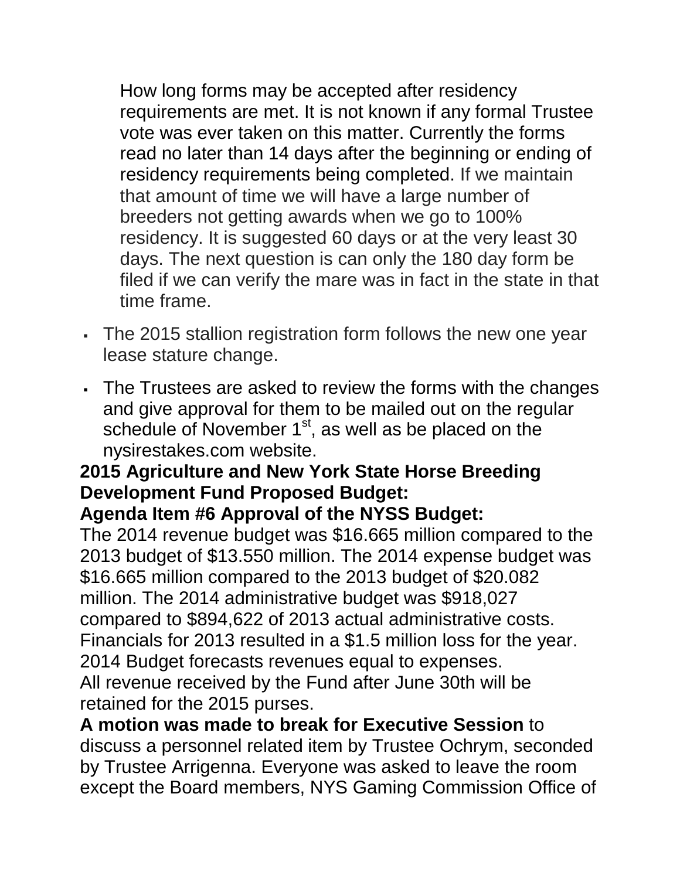How long forms may be accepted after residency requirements are met. It is not known if any formal Trustee vote was ever taken on this matter. Currently the forms read no later than 14 days after the beginning or ending of residency requirements being completed. If we maintain that amount of time we will have a large number of breeders not getting awards when we go to 100% residency. It is suggested 60 days or at the very least 30 days. The next question is can only the 180 day form be filed if we can verify the mare was in fact in the state in that time frame.

- The 2015 stallion registration form follows the new one year lease stature change.
- The Trustees are asked to review the forms with the changes and give approval for them to be mailed out on the regular schedule of November 1st, as well as be placed on the nysirestakes.com website.

**2015 Agriculture and New York State Horse Breeding Development Fund Proposed Budget:**

**Agenda Item #6 Approval of the NYSS Budget:**

The 2014 revenue budget was $16.665 million compared to the 2013 budget of $13.550 million. The 2014 expense budget was $16.665 million compared to the 2013 budget of $20.082 million. The 2014 administrative budget was $918,027 compared to $894,622 of 2013 actual administrative costs. Financials for 2013 resulted in a $1.5 million loss for the year. 2014 Budget forecasts revenues equal to expenses.
All revenue received by the Fund after June 30th will be retained for the 2015 purses.

**A motion was made to break for Executive Session** to discuss a personnel related item by Trustee Ochrym, seconded by Trustee Arrigenna. Everyone was asked to leave the room except the Board members, NYS Gaming Commission Office of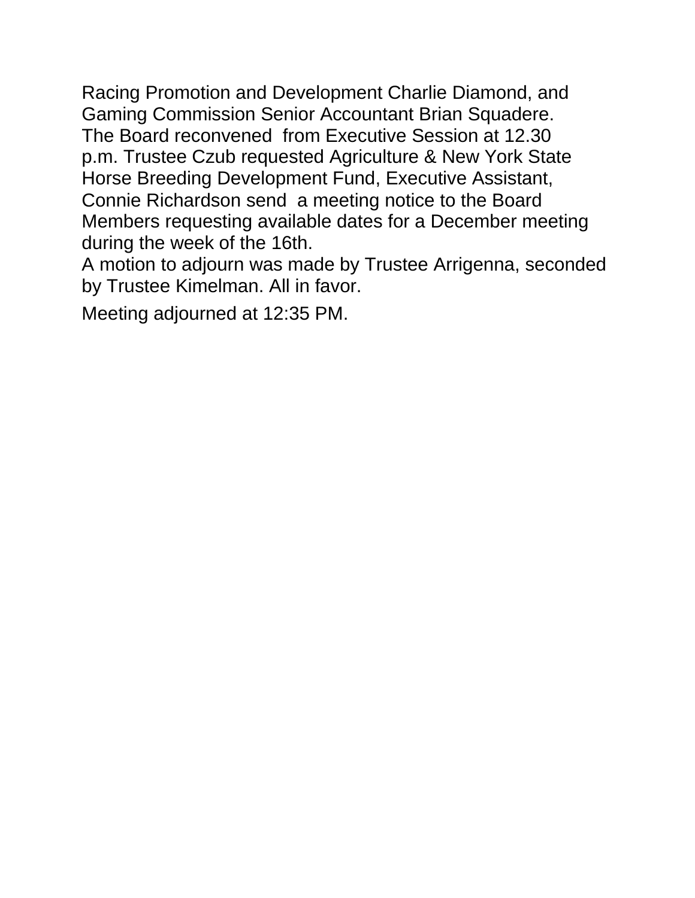Racing Promotion and Development Charlie Diamond, and Gaming Commission Senior Accountant Brian Squadere.

The Board reconvened from Executive Session at 12.30 p.m. Trustee Czub requested Agriculture & New York State Horse Breeding Development Fund, Executive Assistant, Connie Richardson send a meeting notice to the Board Members requesting available dates for a December meeting during the week of the 16th.

A motion to adjourn was made by Trustee Arrigenna, seconded by Trustee Kimelman. All in favor.

Meeting adjourned at 12:35 PM.